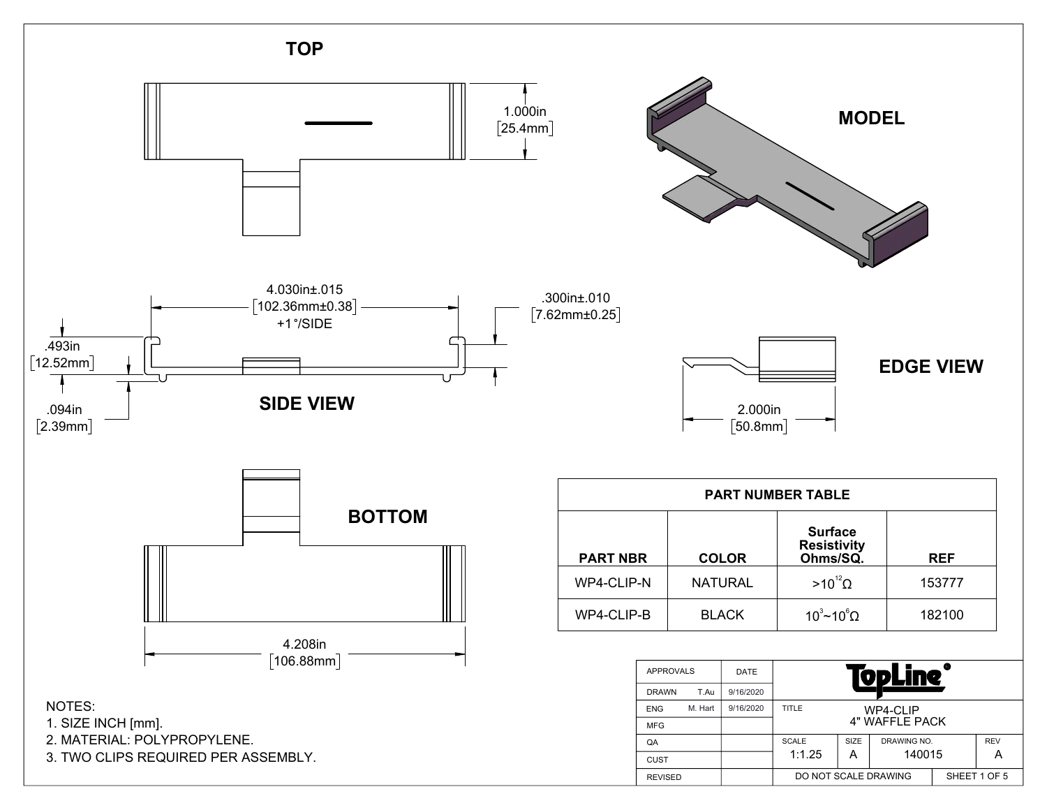## TOP

1.000in
[25.4mm]

## MODEL

## SIDE VIEW

4.030in±.015
[102.36mm±0.38]
+1°/SIDE

.300in±.010
[7.62mm±0.25]

.493in
[12.52mm]

.094in
[2.39mm]

## EDGE VIEW

2.000in
[50.8mm]

## BOTTOM

4.208in
[106.88mm]

| PART NUMBER TABLE | | | |
|---|---|---|---|
| PART NBR | COLOR | Surface Resistivity Ohms/SQ. | REF |
| WP4-CLIP-N | NATURAL | $>10^{12}\Omega$ | 153777 |
| WP4-CLIP-B | BLACK | $10^{3}\sim10^{6}\Omega$ | 182100 |

NOTES:
1. SIZE INCH [mm].
2. MATERIAL: POLYPROPYLENE.
3. TWO CLIPS REQUIRED PER ASSEMBLY.

| APPROVALS | | DATE | TopLine® | | | |
|---|---|---|---|---|---|---|
| DRAWN | T.Au | 9/16/2020 | | | | |
| ENG | M. Hart | 9/16/2020 | TITLE: WP4-CLIP 4" WAFFLE PACK | | | |
| MFG | | | | | | |
| QA | | | SCALE: 1:1.25 | SIZE: A | DRAWING NO.: 140015 | REV: A |
| CUST | | | | | | |
| REVISED | | | DO NOT SCALE DRAWING | | SHEET 1 OF 5 | |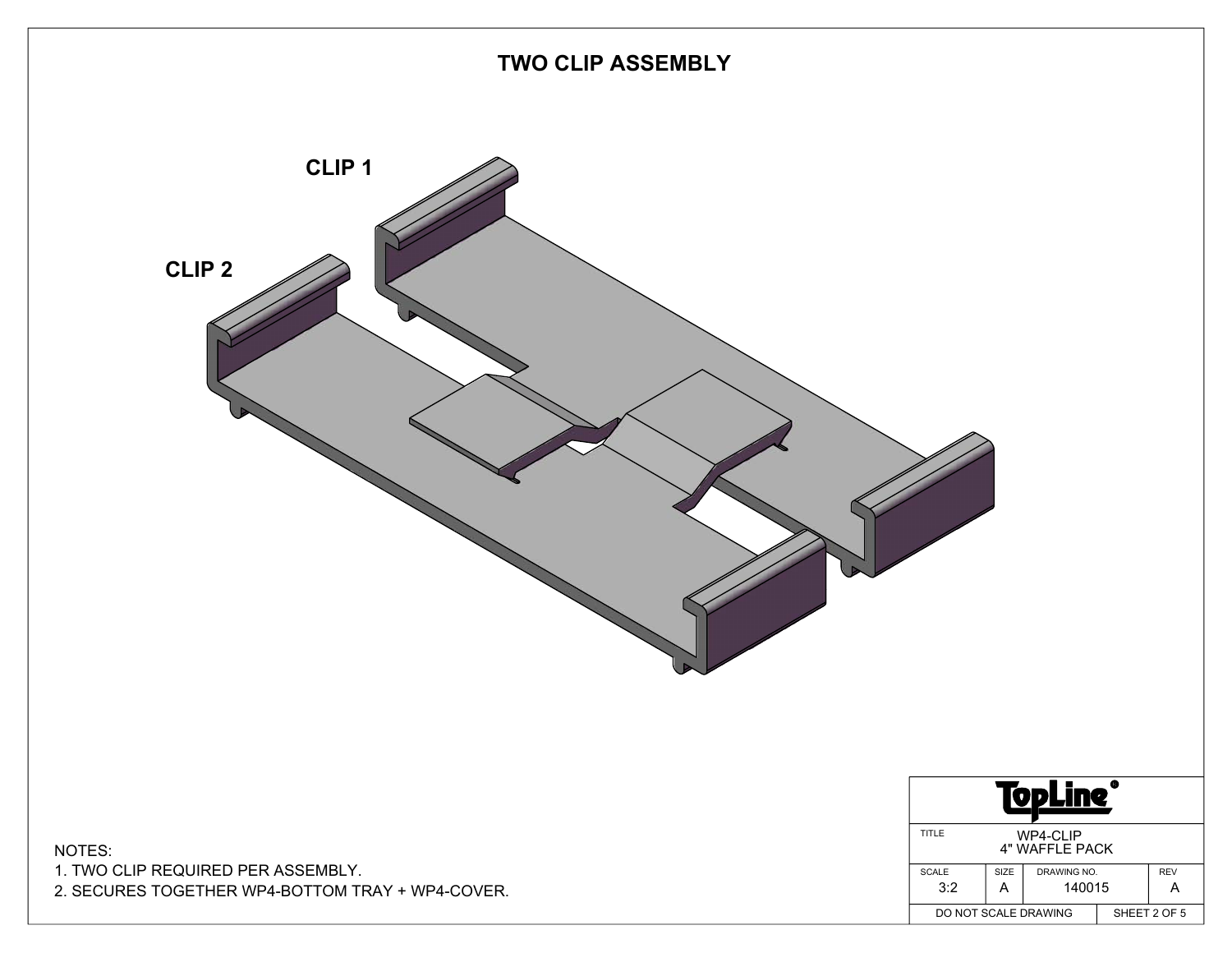# TWO CLIP ASSEMBLY

CLIP 1

CLIP 2

NOTES:
1. TWO CLIP REQUIRED PER ASSEMBLY.
2. SECURES TOGETHER WP4-BOTTOM TRAY + WP4-COVER.

**TopLine**®

| TITLE | WP4-CLIP 4" WAFFLE PACK | | |
|---|---|---|---|
| SCALE 3:2 | SIZE A | DRAWING NO. 140015 | REV A |
| DO NOT SCALE DRAWING | | | SHEET 2 OF 5 |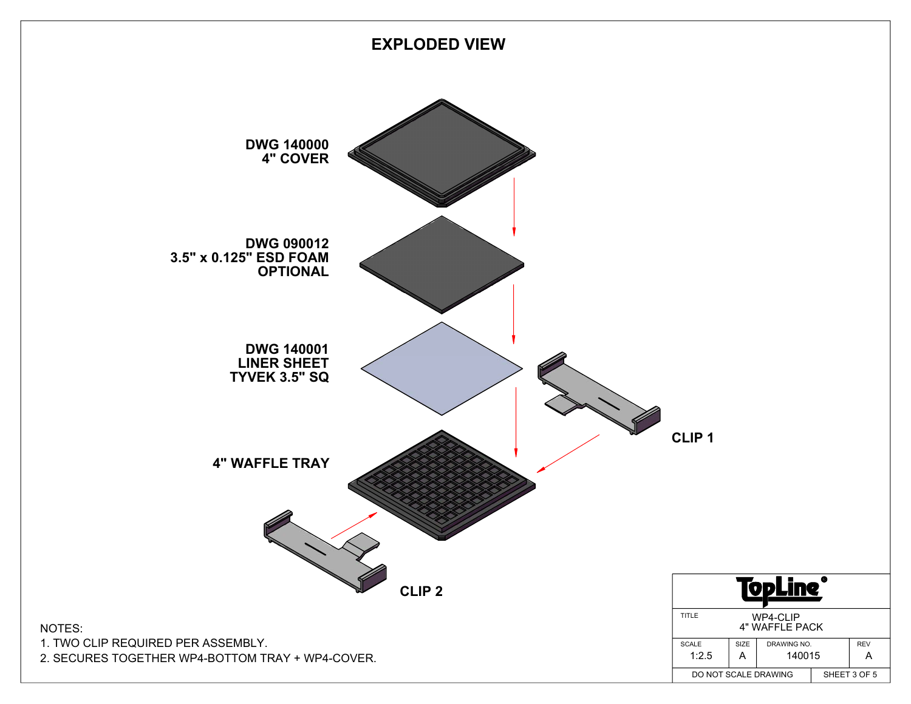# EXPLODED VIEW

**DWG 140000**
**4" COVER**

**DWG 090012**
**3.5" x 0.125" ESD FOAM**
**OPTIONAL**

**DWG 140001**
**LINER SHEET**
**TYVEK 3.5" SQ**

**4" WAFFLE TRAY**

**CLIP 1**

**CLIP 2**

NOTES:

1. TWO CLIP REQUIRED PER ASSEMBLY.
2. SECURES TOGETHER WP4-BOTTOM TRAY + WP4-COVER.

| TopLine | | | |
|---|---|---|---|
| TITLE | WP4-CLIP 4" WAFFLE PACK | | |
| SCALE 1:2.5 | SIZE A | DRAWING NO. 140015 | REV A |
| DO NOT SCALE DRAWING | | SHEET 3 OF 5 | |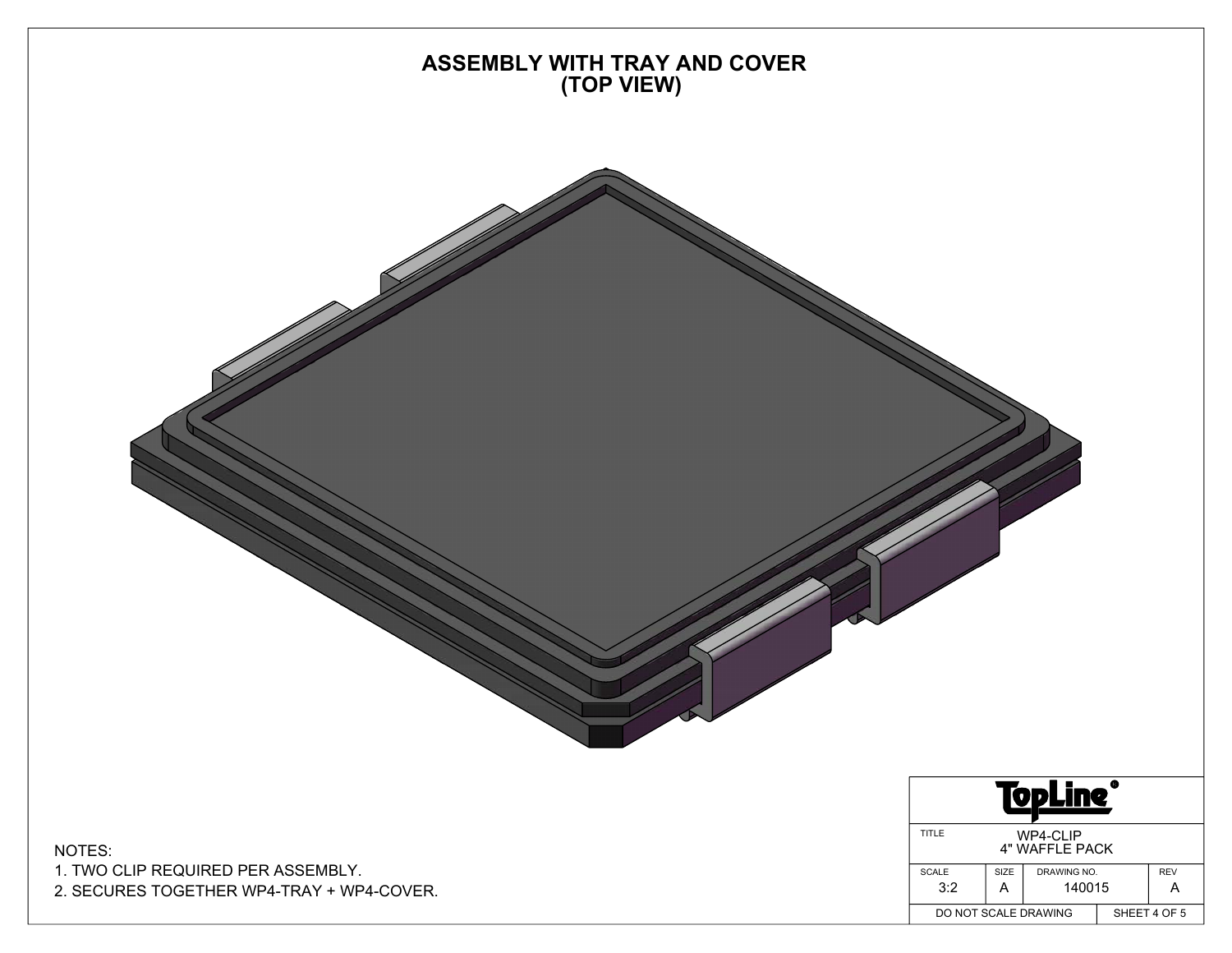# ASSEMBLY WITH TRAY AND COVER
## (TOP VIEW)

NOTES:

1. TWO CLIP REQUIRED PER ASSEMBLY.
2. SECURES TOGETHER WP4-TRAY + WP4-COVER.

| TopLine® | | | |
|---|---|---|---|
| TITLE | WP4-CLIP 4" WAFFLE PACK | | |
| SCALE 3:2 | SIZE A | DRAWING NO. 140015 | REV A |
| DO NOT SCALE DRAWING | | SHEET 4 OF 5 | |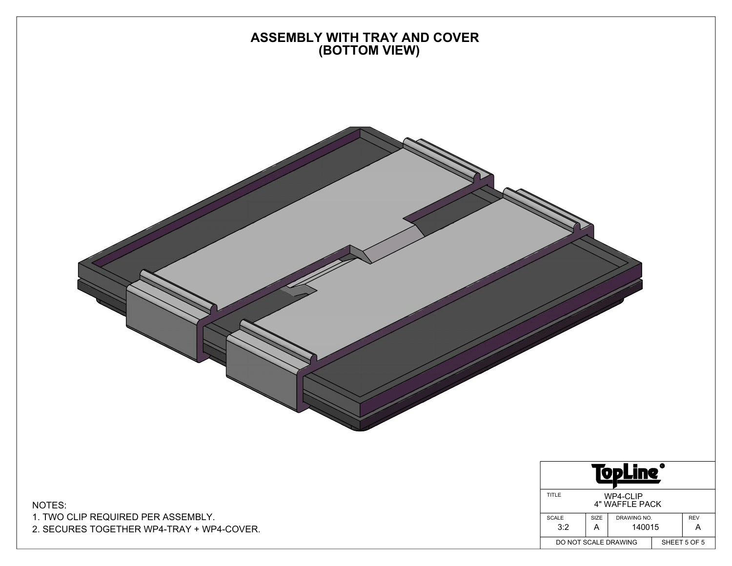# ASSEMBLY WITH TRAY AND COVER
## (BOTTOM VIEW)

NOTES:

1. TWO CLIP REQUIRED PER ASSEMBLY.
2. SECURES TOGETHER WP4-TRAY + WP4-COVER.

| | | | |
|---|---|---|---|
| TopLine® | | | |
| TITLE: WP4-CLIP 4" WAFFLE PACK | | | |
| SCALE: 3:2 | SIZE: A | DRAWING NO.: 140015 | REV: A |
| DO NOT SCALE DRAWING | | SHEET 5 OF 5 | |